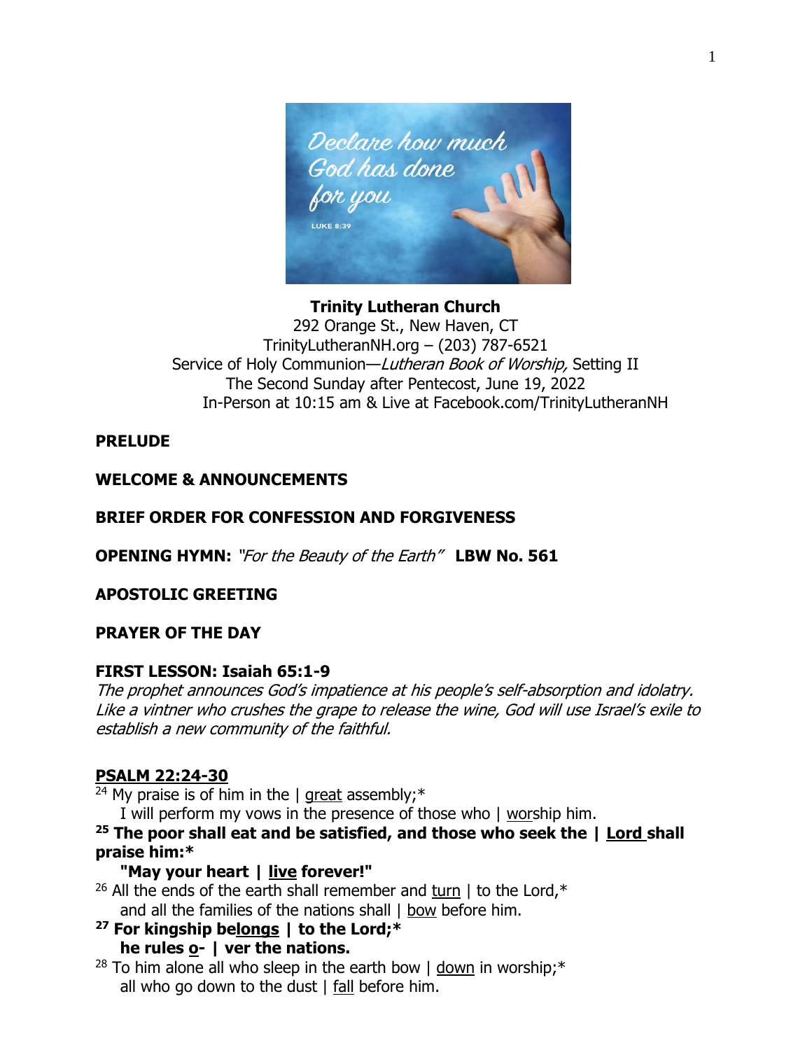Declare how much God has done for you

LUKE 8:39

**Trinity Lutheran Church**
292 Orange St., New Haven, CT
TrinityLutheranNH.org – (203) 787-6521
Service of Holy Communion—*Lutheran Book of Worship,* Setting II
The Second Sunday after Pentecost, June 19, 2022
In-Person at 10:15 am & Live at Facebook.com/TrinityLutheranNH

**PRELUDE**

**WELCOME & ANNOUNCEMENTS**

**BRIEF ORDER FOR CONFESSION AND FORGIVENESS**

**OPENING HYMN:** *"For the Beauty of the Earth"* **LBW No. 561**

**APOSTOLIC GREETING**

**PRAYER OF THE DAY**

**FIRST LESSON: Isaiah 65:1-9**
*The prophet announces God's impatience at his people's self-absorption and idolatry. Like a vintner who crushes the grape to release the wine, God will use Israel's exile to establish a new community of the faithful.*

**PSALM 22:24-30**

24 My praise is of him in the | great assembly;*
I will perform my vows in the presence of those who | worship him.

**25 The poor shall eat and be satisfied, and those who seek the | Lord shall praise him:***
**"May your heart | live forever!"**

26 All the ends of the earth shall remember and turn | to the Lord,*
and all the families of the nations shall | bow before him.

**27 For kingship belongs | to the Lord;***
**he rules o- | ver the nations.**

28 To him alone all who sleep in the earth bow | down in worship;*
all who go down to the dust | fall before him.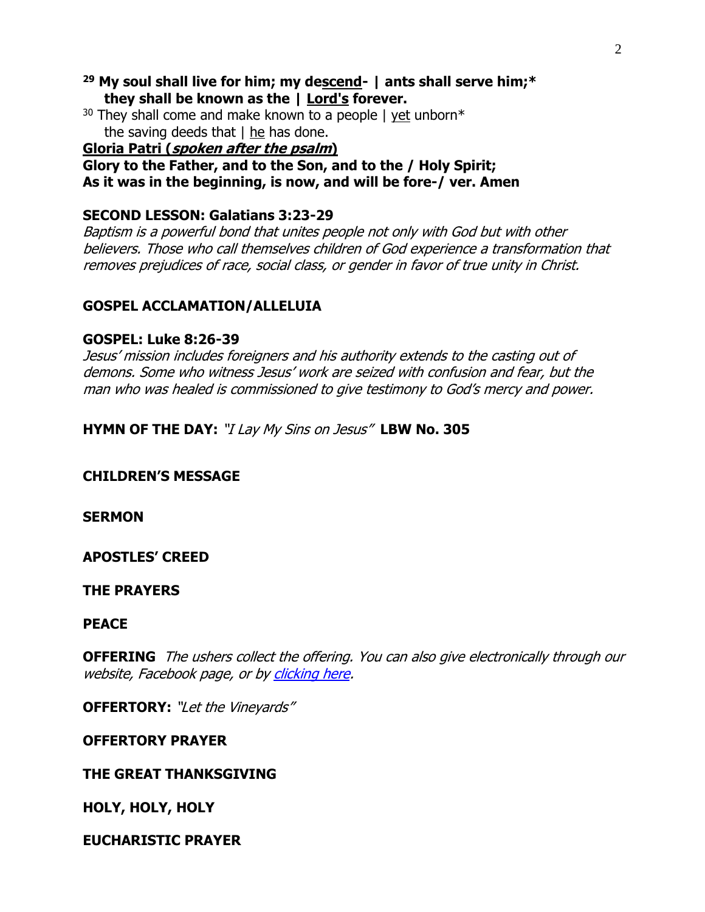**[29] My soul shall live for him; my de<u>scend</u>- | ants shall serve him;\***
**they shall be known as the | <u>Lord's</u> forever.**

[30] They shall come and make known to a people | <u>yet</u> unborn\*
the saving deeds that | <u>he</u> has done.

**<u>Gloria Patri (*spoken after the psalm*)</u>**

**Glory to the Father, and to the Son, and to the / Holy Spirit;**
**As it was in the beginning, is now, and will be fore-/ ver. Amen**

**SECOND LESSON: Galatians 3:23-29**

*Baptism is a powerful bond that unites people not only with God but with other believers. Those who call themselves children of God experience a transformation that removes prejudices of race, social class, or gender in favor of true unity in Christ.*

**GOSPEL ACCLAMATION/ALLELUIA**

**GOSPEL: Luke 8:26-39**

*Jesus' mission includes foreigners and his authority extends to the casting out of demons. Some who witness Jesus' work are seized with confusion and fear, but the man who was healed is commissioned to give testimony to God's mercy and power.*

**HYMN OF THE DAY:** *"I Lay My Sins on Jesus"* **LBW No. 305**

**CHILDREN'S MESSAGE**

**SERMON**

**APOSTLES' CREED**

**THE PRAYERS**

**PEACE**

**OFFERING** *The ushers collect the offering. You can also give electronically through our website, Facebook page, or by [clicking here](#).*

**OFFERTORY:** *"Let the Vineyards"*

**OFFERTORY PRAYER**

**THE GREAT THANKSGIVING**

**HOLY, HOLY, HOLY**

**EUCHARISTIC PRAYER**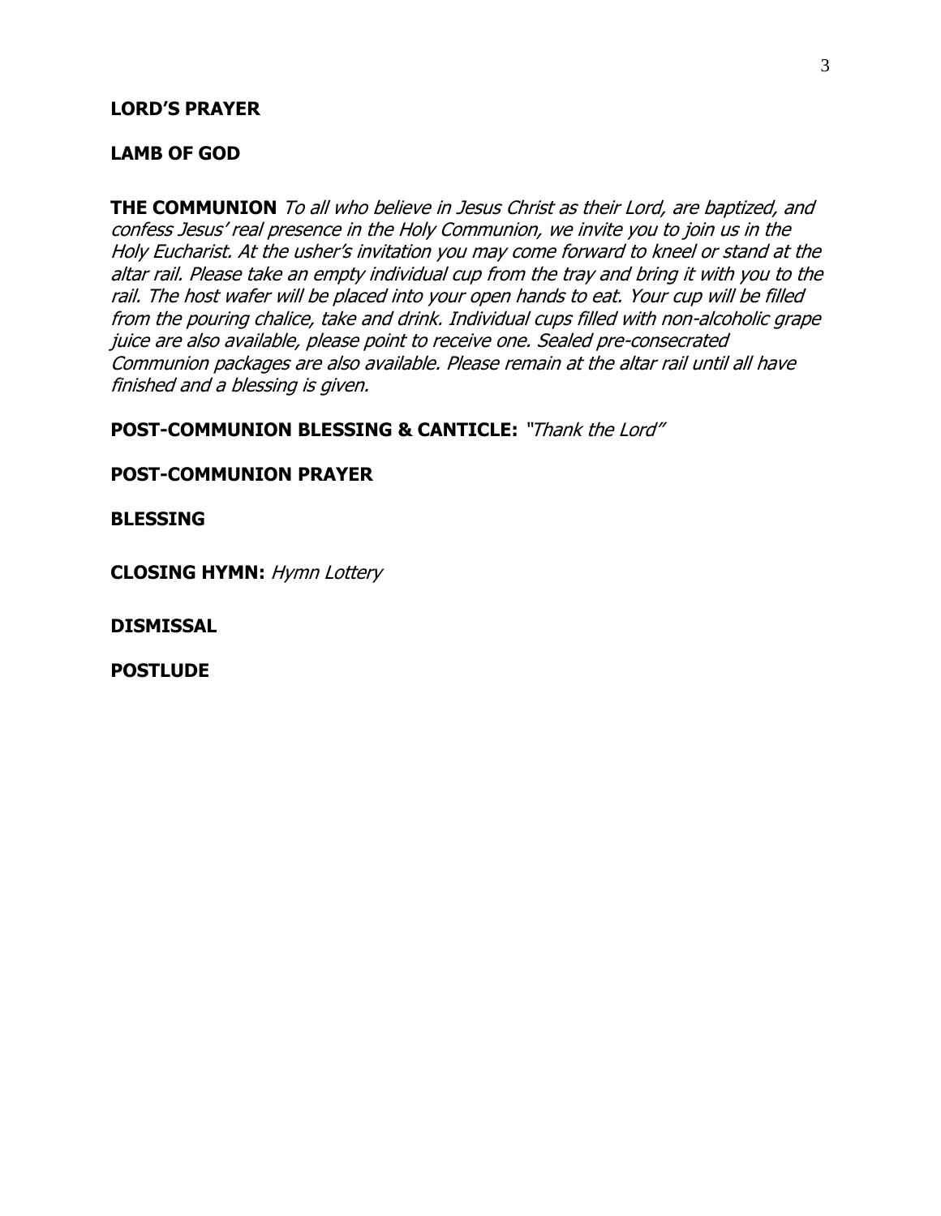**LORD'S PRAYER**

**LAMB OF GOD**

**THE COMMUNION** *To all who believe in Jesus Christ as their Lord, are baptized, and confess Jesus' real presence in the Holy Communion, we invite you to join us in the Holy Eucharist. At the usher's invitation you may come forward to kneel or stand at the altar rail. Please take an empty individual cup from the tray and bring it with you to the rail. The host wafer will be placed into your open hands to eat. Your cup will be filled from the pouring chalice, take and drink. Individual cups filled with non-alcoholic grape juice are also available, please point to receive one. Sealed pre-consecrated Communion packages are also available. Please remain at the altar rail until all have finished and a blessing is given.*

**POST-COMMUNION BLESSING & CANTICLE:** *"Thank the Lord"*

**POST-COMMUNION PRAYER**

**BLESSING**

**CLOSING HYMN:** *Hymn Lottery*

**DISMISSAL**

**POSTLUDE**